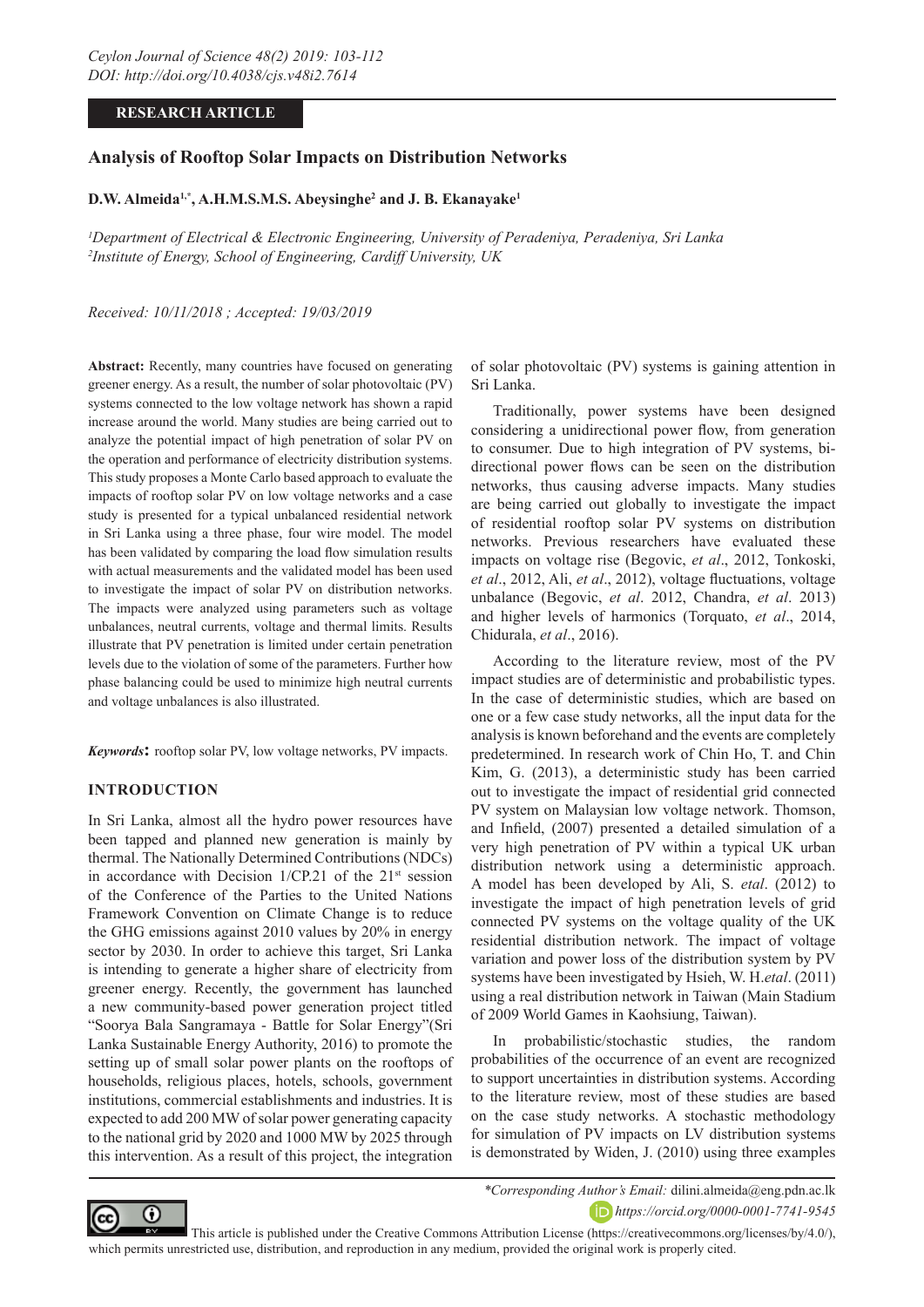RESEARCH ARTICLE

# Analysis of Rooftop Solar Impacts on Distribution Networks

**D.W. Almeida[1,*], A.H.M.S.M.S. Abeysinghe[2] and J. B. Ekanayake[1]**

*[1]Department of Electrical & Electronic Engineering, University of Peradeniya, Peradeniya, Sri Lanka*
*[2]Institute of Energy, School of Engineering, Cardiff University, UK*

*Received: 10/11/2018 ; Accepted: 19/03/2019*

**Abstract:** Recently, many countries have focused on generating greener energy. As a result, the number of solar photovoltaic (PV) systems connected to the low voltage network has shown a rapid increase around the world. Many studies are being carried out to analyze the potential impact of high penetration of solar PV on the operation and performance of electricity distribution systems. This study proposes a Monte Carlo based approach to evaluate the impacts of rooftop solar PV on low voltage networks and a case study is presented for a typical unbalanced residential network in Sri Lanka using a three phase, four wire model. The model has been validated by comparing the load flow simulation results with actual measurements and the validated model has been used to investigate the impact of solar PV on distribution networks. The impacts were analyzed using parameters such as voltage unbalances, neutral currents, voltage and thermal limits. Results illustrate that PV penetration is limited under certain penetration levels due to the violation of some of the parameters. Further how phase balancing could be used to minimize high neutral currents and voltage unbalances is also illustrated.

***Keywords*:** rooftop solar PV, low voltage networks, PV impacts.

## INTRODUCTION

In Sri Lanka, almost all the hydro power resources have been tapped and planned new generation is mainly by thermal. The Nationally Determined Contributions (NDCs) in accordance with Decision 1/CP.21 of the 21st session of the Conference of the Parties to the United Nations Framework Convention on Climate Change is to reduce the GHG emissions against 2010 values by 20% in energy sector by 2030. In order to achieve this target, Sri Lanka is intending to generate a higher share of electricity from greener energy. Recently, the government has launched a new community-based power generation project titled "Soorya Bala Sangramaya - Battle for Solar Energy"(Sri Lanka Sustainable Energy Authority, 2016) to promote the setting up of small solar power plants on the rooftops of households, religious places, hotels, schools, government institutions, commercial establishments and industries. It is expected to add 200 MW of solar power generating capacity to the national grid by 2020 and 1000 MW by 2025 through this intervention. As a result of this project, the integration of solar photovoltaic (PV) systems is gaining attention in Sri Lanka.

Traditionally, power systems have been designed considering a unidirectional power flow, from generation to consumer. Due to high integration of PV systems, bi-directional power flows can be seen on the distribution networks, thus causing adverse impacts. Many studies are being carried out globally to investigate the impact of residential rooftop solar PV systems on distribution networks. Previous researchers have evaluated these impacts on voltage rise (Begovic, *et al*., 2012, Tonkoski, *et al*., 2012, Ali, *et al*., 2012), voltage fluctuations, voltage unbalance (Begovic, *et al*. 2012, Chandra, *et al*. 2013) and higher levels of harmonics (Torquato, *et al*., 2014, Chidurala, *et al*., 2016).

According to the literature review, most of the PV impact studies are of deterministic and probabilistic types. In the case of deterministic studies, which are based on one or a few case study networks, all the input data for the analysis is known beforehand and the events are completely predetermined. In research work of Chin Ho, T. and Chin Kim, G. (2013), a deterministic study has been carried out to investigate the impact of residential grid connected PV system on Malaysian low voltage network. Thomson, and Infield, (2007) presented a detailed simulation of a very high penetration of PV within a typical UK urban distribution network using a deterministic approach. A model has been developed by Ali, S. *etal*. (2012) to investigate the impact of high penetration levels of grid connected PV systems on the voltage quality of the UK residential distribution network. The impact of voltage variation and power loss of the distribution system by PV systems have been investigated by Hsieh, W. H.*etal*. (2011) using a real distribution network in Taiwan (Main Stadium of 2009 World Games in Kaohsiung, Taiwan).

In probabilistic/stochastic studies, the random probabilities of the occurrence of an event are recognized to support uncertainties in distribution systems. According to the literature review, most of these studies are based on the case study networks. A stochastic methodology for simulation of PV impacts on LV distribution systems is demonstrated by Widen, J. (2010) using three examples

*\*Corresponding Author's Email:* dilini.almeida@eng.pdn.ac.lk
*https://orcid.org/0000-0001-7741-9545*

This article is published under the Creative Commons Attribution License (https://creativecommons.org/licenses/by/4.0/), which permits unrestricted use, distribution, and reproduction in any medium, provided the original work is properly cited.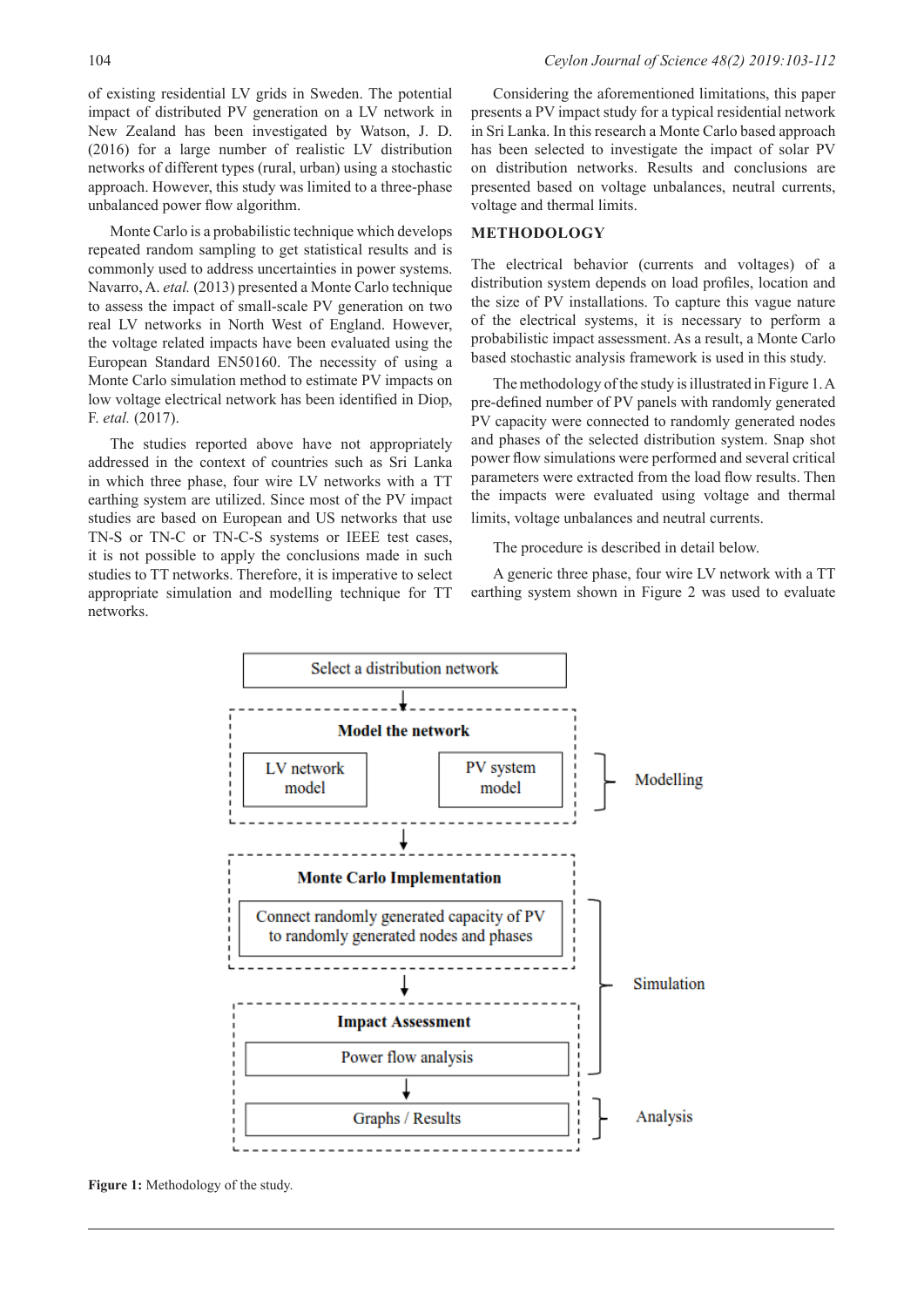of existing residential LV grids in Sweden. The potential impact of distributed PV generation on a LV network in New Zealand has been investigated by Watson, J. D. (2016) for a large number of realistic LV distribution networks of different types (rural, urban) using a stochastic approach. However, this study was limited to a three-phase unbalanced power flow algorithm.

Monte Carlo is a probabilistic technique which develops repeated random sampling to get statistical results and is commonly used to address uncertainties in power systems. Navarro, A. *etal.* (2013) presented a Monte Carlo technique to assess the impact of small-scale PV generation on two real LV networks in North West of England. However, the voltage related impacts have been evaluated using the European Standard EN50160. The necessity of using a Monte Carlo simulation method to estimate PV impacts on low voltage electrical network has been identified in Diop, F. *etal.* (2017).

The studies reported above have not appropriately addressed in the context of countries such as Sri Lanka in which three phase, four wire LV networks with a TT earthing system are utilized. Since most of the PV impact studies are based on European and US networks that use TN-S or TN-C or TN-C-S systems or IEEE test cases, it is not possible to apply the conclusions made in such studies to TT networks. Therefore, it is imperative to select appropriate simulation and modelling technique for TT networks.

Considering the aforementioned limitations, this paper presents a PV impact study for a typical residential network in Sri Lanka. In this research a Monte Carlo based approach has been selected to investigate the impact of solar PV on distribution networks. Results and conclusions are presented based on voltage unbalances, neutral currents, voltage and thermal limits.

## METHODOLOGY

The electrical behavior (currents and voltages) of a distribution system depends on load profiles, location and the size of PV installations. To capture this vague nature of the electrical systems, it is necessary to perform a probabilistic impact assessment. As a result, a Monte Carlo based stochastic analysis framework is used in this study.

The methodology of the study is illustrated in Figure 1. A pre-defined number of PV panels with randomly generated PV capacity were connected to randomly generated nodes and phases of the selected distribution system. Snap shot power flow simulations were performed and several critical parameters were extracted from the load flow results. Then the impacts were evaluated using voltage and thermal limits, voltage unbalances and neutral currents.

The procedure is described in detail below.

A generic three phase, four wire LV network with a TT earthing system shown in Figure 2 was used to evaluate

Select a distribution network

Model the network: LV network model; PV system model — Modelling

Monte Carlo Implementation: Connect randomly generated capacity of PV to randomly generated nodes and phases — Simulation

Impact Assessment: Power flow analysis — Simulation; Graphs / Results — Analysis

**Figure 1:** Methodology of the study.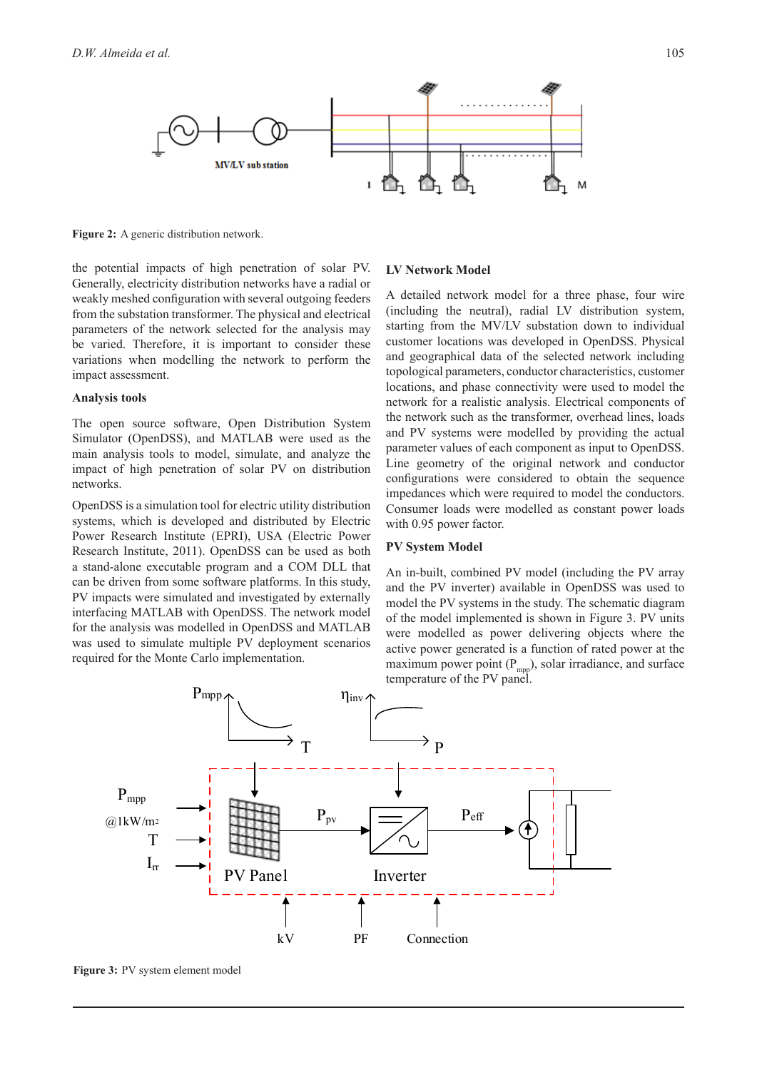Figure 2: A generic distribution network.

the potential impacts of high penetration of solar PV. Generally, electricity distribution networks have a radial or weakly meshed configuration with several outgoing feeders from the substation transformer. The physical and electrical parameters of the network selected for the analysis may be varied. Therefore, it is important to consider these variations when modelling the network to perform the impact assessment.

### Analysis tools

The open source software, Open Distribution System Simulator (OpenDSS), and MATLAB were used as the main analysis tools to model, simulate, and analyze the impact of high penetration of solar PV on distribution networks.

OpenDSS is a simulation tool for electric utility distribution systems, which is developed and distributed by Electric Power Research Institute (EPRI), USA (Electric Power Research Institute, 2011). OpenDSS can be used as both a stand-alone executable program and a COM DLL that can be driven from some software platforms. In this study, PV impacts were simulated and investigated by externally interfacing MATLAB with OpenDSS. The network model for the analysis was modelled in OpenDSS and MATLAB was used to simulate multiple PV deployment scenarios required for the Monte Carlo implementation.

### LV Network Model

A detailed network model for a three phase, four wire (including the neutral), radial LV distribution system, starting from the MV/LV substation down to individual customer locations was developed in OpenDSS. Physical and geographical data of the selected network including topological parameters, conductor characteristics, customer locations, and phase connectivity were used to model the network for a realistic analysis. Electrical components of the network such as the transformer, overhead lines, loads and PV systems were modelled by providing the actual parameter values of each component as input to OpenDSS. Line geometry of the original network and conductor configurations were considered to obtain the sequence impedances which were required to model the conductors. Consumer loads were modelled as constant power loads with 0.95 power factor.

### PV System Model

An in-built, combined PV model (including the PV array and the PV inverter) available in OpenDSS was used to model the PV systems in the study. The schematic diagram of the model implemented is shown in Figure 3. PV units were modelled as power delivering objects where the active power generated is a function of rated power at the maximum power point ($P_{mpp}$), solar irradiance, and surface temperature of the PV panel.

Figure 3: PV system element model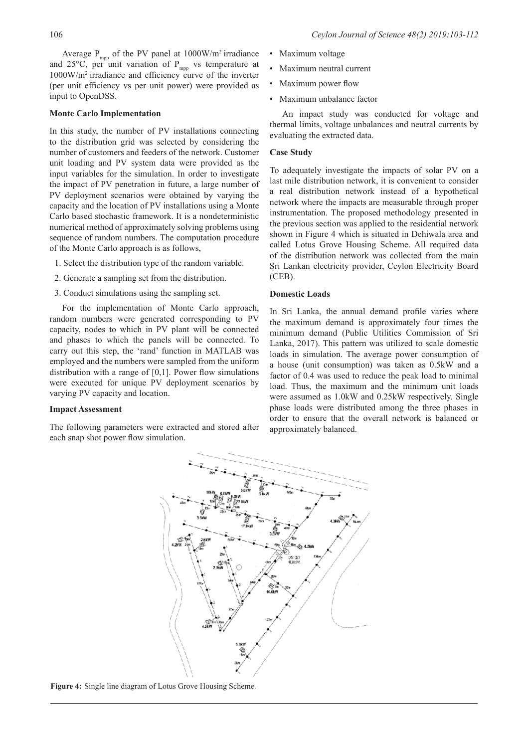Average $P_{mpp}$ of the PV panel at 1000W/m$^2$ irradiance and 25°C, per unit variation of $P_{mpp}$ vs temperature at 1000W/m$^2$ irradiance and efficiency curve of the inverter (per unit efficiency vs per unit power) were provided as input to OpenDSS.

**Monte Carlo Implementation**

In this study, the number of PV installations connecting to the distribution grid was selected by considering the number of customers and feeders of the network. Customer unit loading and PV system data were provided as the input variables for the simulation. In order to investigate the impact of PV penetration in future, a large number of PV deployment scenarios were obtained by varying the capacity and the location of PV installations using a Monte Carlo based stochastic framework. It is a nondeterministic numerical method of approximately solving problems using sequence of random numbers. The computation procedure of the Monte Carlo approach is as follows,

1. Select the distribution type of the random variable.
2. Generate a sampling set from the distribution.
3. Conduct simulations using the sampling set.

For the implementation of Monte Carlo approach, random numbers were generated corresponding to PV capacity, nodes to which in PV plant will be connected and phases to which the panels will be connected. To carry out this step, the 'rand' function in MATLAB was employed and the numbers were sampled from the uniform distribution with a range of [0,1]. Power flow simulations were executed for unique PV deployment scenarios by varying PV capacity and location.

**Impact Assessment**

The following parameters were extracted and stored after each snap shot power flow simulation.

- Maximum voltage
- Maximum neutral current
- Maximum power flow
- Maximum unbalance factor

An impact study was conducted for voltage and thermal limits, voltage unbalances and neutral currents by evaluating the extracted data.

**Case Study**

To adequately investigate the impacts of solar PV on a last mile distribution network, it is convenient to consider a real distribution network instead of a hypothetical network where the impacts are measurable through proper instrumentation. The proposed methodology presented in the previous section was applied to the residential network shown in Figure 4 which is situated in Dehiwala area and called Lotus Grove Housing Scheme. All required data of the distribution network was collected from the main Sri Lankan electricity provider, Ceylon Electricity Board (CEB).

**Domestic Loads**

In Sri Lanka, the annual demand profile varies where the maximum demand is approximately four times the minimum demand (Public Utilities Commission of Sri Lanka, 2017). This pattern was utilized to scale domestic loads in simulation. The average power consumption of a house (unit consumption) was taken as 0.5kW and a factor of 0.4 was used to reduce the peak load to minimal load. Thus, the maximum and the minimum unit loads were assumed as 1.0kW and 0.25kW respectively. Single phase loads were distributed among the three phases in order to ensure that the overall network is balanced or approximately balanced.

**Figure 4:** Single line diagram of Lotus Grove Housing Scheme.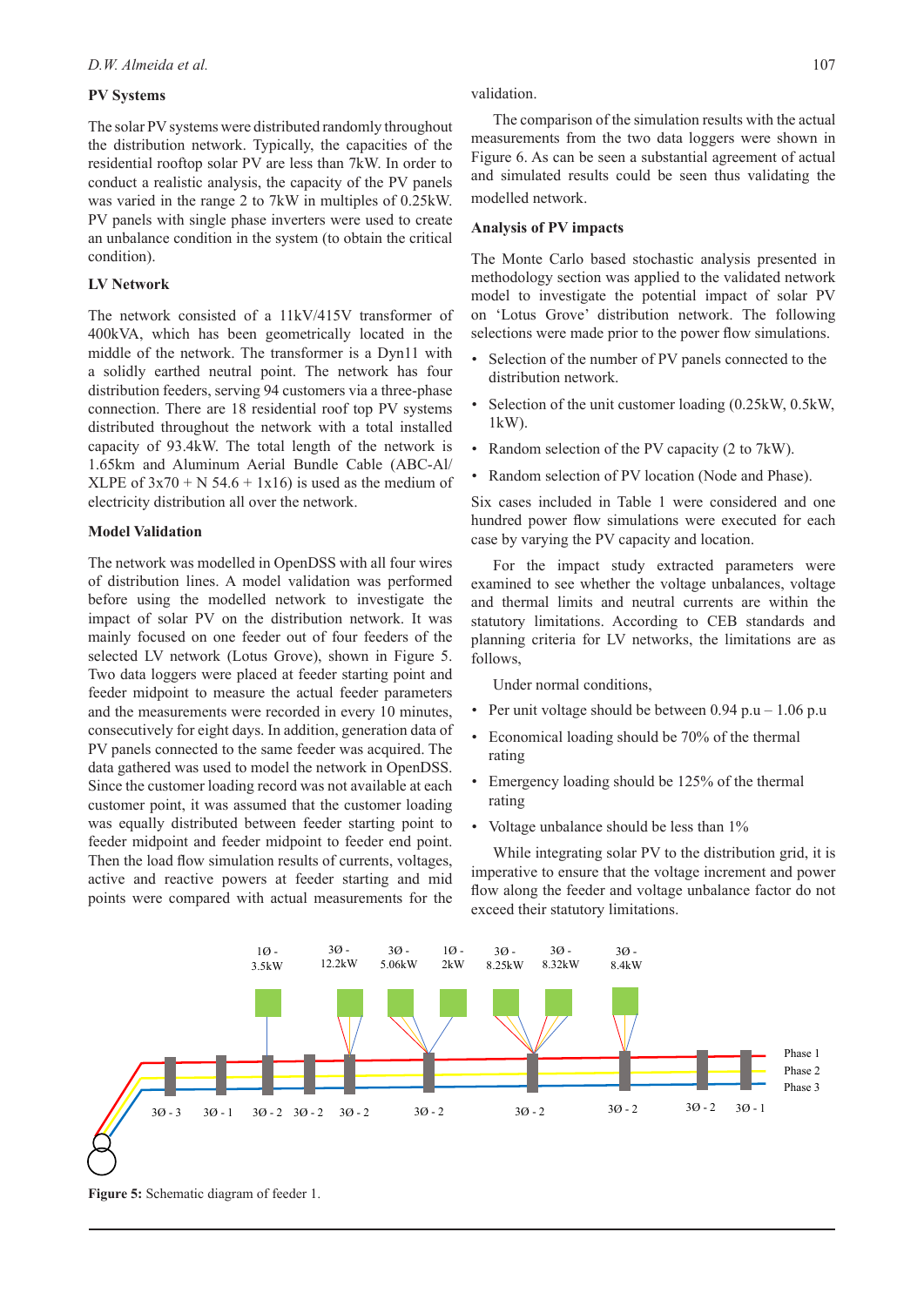### PV Systems

The solar PV systems were distributed randomly throughout the distribution network. Typically, the capacities of the residential rooftop solar PV are less than 7kW. In order to conduct a realistic analysis, the capacity of the PV panels was varied in the range 2 to 7kW in multiples of 0.25kW. PV panels with single phase inverters were used to create an unbalance condition in the system (to obtain the critical condition).

### LV Network

The network consisted of a 11kV/415V transformer of 400kVA, which has been geometrically located in the middle of the network. The transformer is a Dyn11 with a solidly earthed neutral point. The network has four distribution feeders, serving 94 customers via a three-phase connection. There are 18 residential roof top PV systems distributed throughout the network with a total installed capacity of 93.4kW. The total length of the network is 1.65km and Aluminum Aerial Bundle Cable (ABC-Al/XLPE of 3x70 + N 54.6 + 1x16) is used as the medium of electricity distribution all over the network.

### Model Validation

The network was modelled in OpenDSS with all four wires of distribution lines. A model validation was performed before using the modelled network to investigate the impact of solar PV on the distribution network. It was mainly focused on one feeder out of four feeders of the selected LV network (Lotus Grove), shown in Figure 5. Two data loggers were placed at feeder starting point and feeder midpoint to measure the actual feeder parameters and the measurements were recorded in every 10 minutes, consecutively for eight days. In addition, generation data of PV panels connected to the same feeder was acquired. The data gathered was used to model the network in OpenDSS. Since the customer loading record was not available at each customer point, it was assumed that the customer loading was equally distributed between feeder starting point to feeder midpoint and feeder midpoint to feeder end point. Then the load flow simulation results of currents, voltages, active and reactive powers at feeder starting and mid points were compared with actual measurements for the validation.

The comparison of the simulation results with the actual measurements from the two data loggers were shown in Figure 6. As can be seen a substantial agreement of actual and simulated results could be seen thus validating the modelled network.

### Analysis of PV impacts

The Monte Carlo based stochastic analysis presented in methodology section was applied to the validated network model to investigate the potential impact of solar PV on 'Lotus Grove' distribution network. The following selections were made prior to the power flow simulations.

- Selection of the number of PV panels connected to the distribution network.
- Selection of the unit customer loading (0.25kW, 0.5kW, 1kW).
- Random selection of the PV capacity (2 to 7kW).
- Random selection of PV location (Node and Phase).

Six cases included in Table 1 were considered and one hundred power flow simulations were executed for each case by varying the PV capacity and location.

For the impact study extracted parameters were examined to see whether the voltage unbalances, voltage and thermal limits and neutral currents are within the statutory limitations. According to CEB standards and planning criteria for LV networks, the limitations are as follows,

Under normal conditions,

- Per unit voltage should be between 0.94 p.u – 1.06 p.u
- Economical loading should be 70% of the thermal rating
- Emergency loading should be 125% of the thermal rating
- Voltage unbalance should be less than 1%

While integrating solar PV to the distribution grid, it is imperative to ensure that the voltage increment and power flow along the feeder and voltage unbalance factor do not exceed their statutory limitations.

1Ø - 3.5kW | 3Ø - 12.2kW | 3Ø - 5.06kW | 1Ø - 2kW | 3Ø - 8.25kW | 3Ø - 8.32kW | 3Ø - 8.4kW

Phase 1, Phase 2, Phase 3

3Ø - 3 | 3Ø - 1 | 3Ø - 2 | 3Ø - 2 | 3Ø - 2 | 3Ø - 2 | 3Ø - 2 | 3Ø - 2 | 3Ø - 2 | 3Ø - 1

**Figure 5:** Schematic diagram of feeder 1.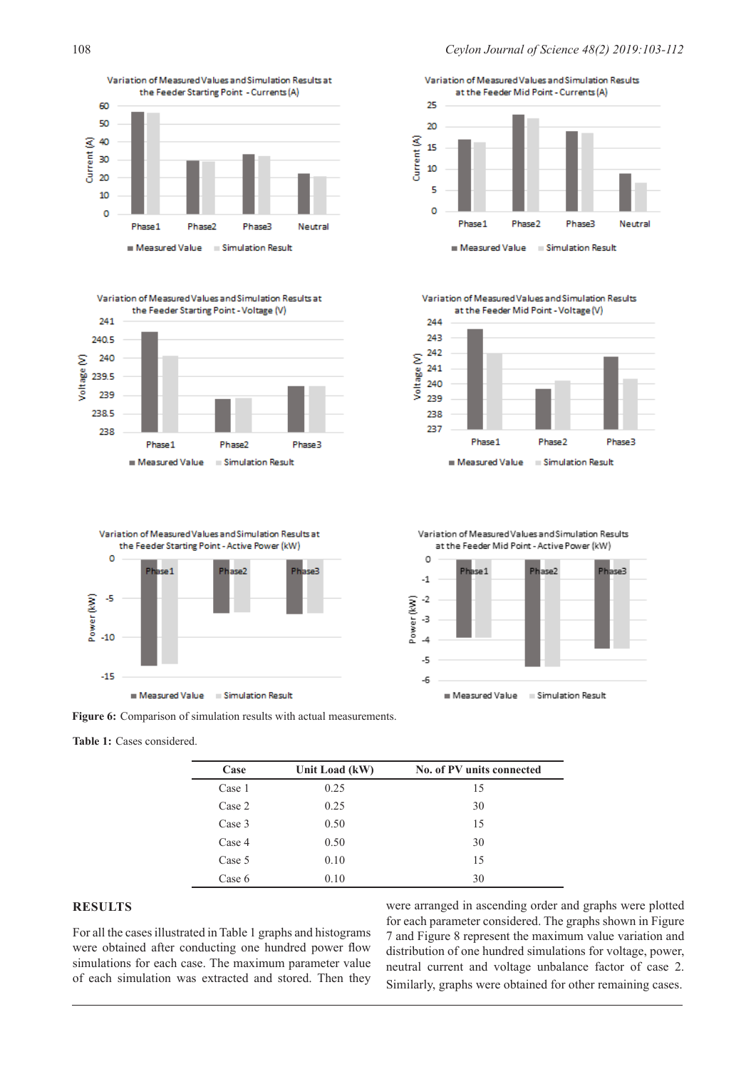**Figure 6:** Comparison of simulation results with actual measurements.

**Table 1:** Cases considered.

| Case | Unit Load (kW) | No. of PV units connected |
|---|---|---|
| Case 1 | 0.25 | 15 |
| Case 2 | 0.25 | 30 |
| Case 3 | 0.50 | 15 |
| Case 4 | 0.50 | 30 |
| Case 5 | 0.10 | 15 |
| Case 6 | 0.10 | 30 |

## RESULTS

For all the cases illustrated in Table 1 graphs and histograms were obtained after conducting one hundred power flow simulations for each case. The maximum parameter value of each simulation was extracted and stored. Then they were arranged in ascending order and graphs were plotted for each parameter considered. The graphs shown in Figure 7 and Figure 8 represent the maximum value variation and distribution of one hundred simulations for voltage, power, neutral current and voltage unbalance factor of case 2. Similarly, graphs were obtained for other remaining cases.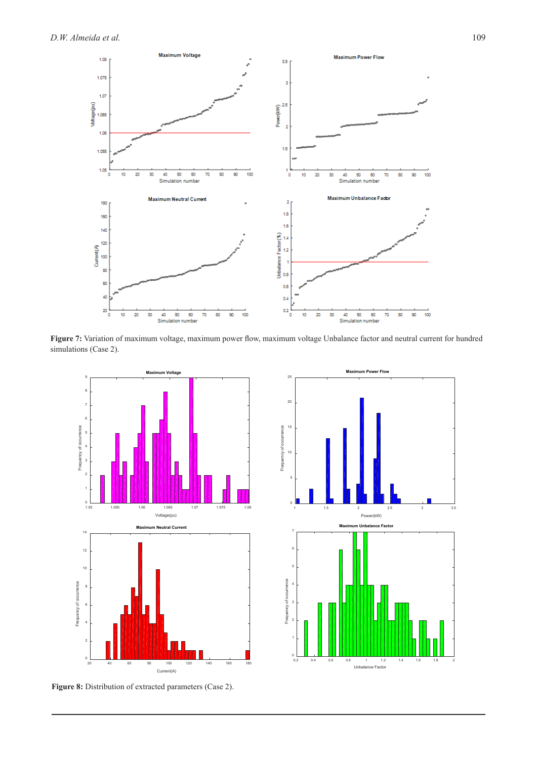Figure 7: Variation of maximum voltage, maximum power flow, maximum voltage Unbalance factor and neutral current for hundred simulations (Case 2).

Figure 8: Distribution of extracted parameters (Case 2).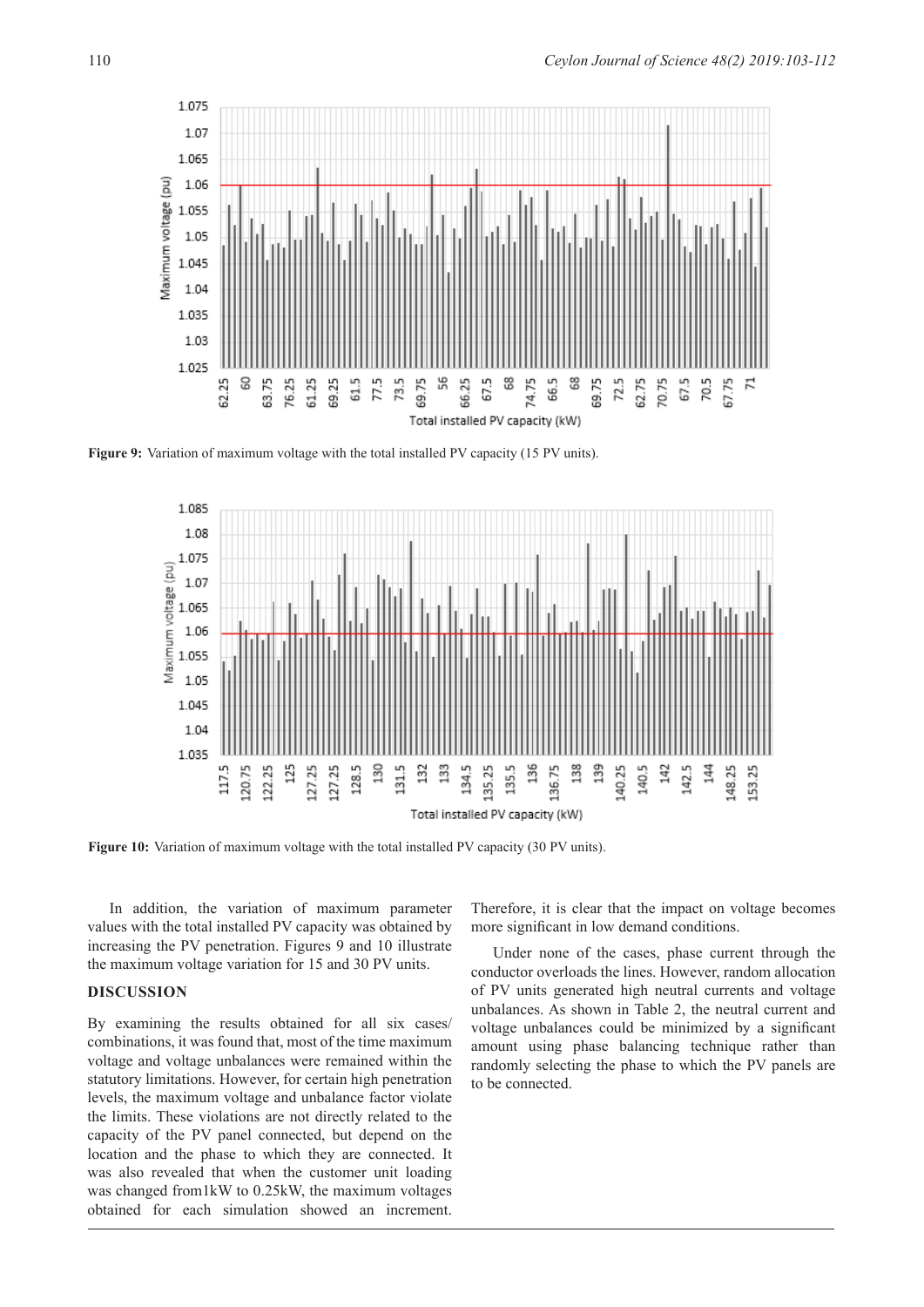**Figure 9:** Variation of maximum voltage with the total installed PV capacity (15 PV units).

**Figure 10:** Variation of maximum voltage with the total installed PV capacity (30 PV units).

In addition, the variation of maximum parameter values with the total installed PV capacity was obtained by increasing the PV penetration. Figures 9 and 10 illustrate the maximum voltage variation for 15 and 30 PV units.

## DISCUSSION

By examining the results obtained for all six cases/combinations, it was found that, most of the time maximum voltage and voltage unbalances were remained within the statutory limitations. However, for certain high penetration levels, the maximum voltage and unbalance factor violate the limits. These violations are not directly related to the capacity of the PV panel connected, but depend on the location and the phase to which they are connected. It was also revealed that when the customer unit loading was changed from1kW to 0.25kW, the maximum voltages obtained for each simulation showed an increment. Therefore, it is clear that the impact on voltage becomes more significant in low demand conditions.

Under none of the cases, phase current through the conductor overloads the lines. However, random allocation of PV units generated high neutral currents and voltage unbalances. As shown in Table 2, the neutral current and voltage unbalances could be minimized by a significant amount using phase balancing technique rather than randomly selecting the phase to which the PV panels are to be connected.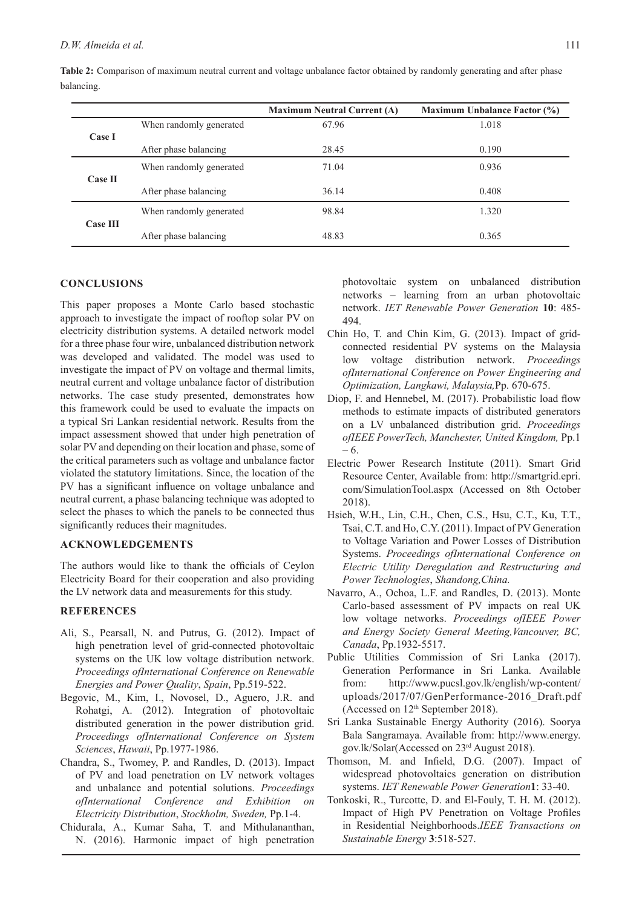**Table 2:** Comparison of maximum neutral current and voltage unbalance factor obtained by randomly generating and after phase balancing.

| | | Maximum Neutral Current (A) | Maximum Unbalance Factor (%) |
|---|---|---|---|
| **Case I** | When randomly generated | 67.96 | 1.018 |
| | After phase balancing | 28.45 | 0.190 |
| **Case II** | When randomly generated | 71.04 | 0.936 |
| | After phase balancing | 36.14 | 0.408 |
| **Case III** | When randomly generated | 98.84 | 1.320 |
| | After phase balancing | 48.83 | 0.365 |

## CONCLUSIONS

This paper proposes a Monte Carlo based stochastic approach to investigate the impact of rooftop solar PV on electricity distribution systems. A detailed network model for a three phase four wire, unbalanced distribution network was developed and validated. The model was used to investigate the impact of PV on voltage and thermal limits, neutral current and voltage unbalance factor of distribution networks. The case study presented, demonstrates how this framework could be used to evaluate the impacts on a typical Sri Lankan residential network. Results from the impact assessment showed that under high penetration of solar PV and depending on their location and phase, some of the critical parameters such as voltage and unbalance factor violated the statutory limitations. Since, the location of the PV has a significant influence on voltage unbalance and neutral current, a phase balancing technique was adopted to select the phases to which the panels to be connected thus significantly reduces their magnitudes.

## ACKNOWLEDGEMENTS

The authors would like to thank the officials of Ceylon Electricity Board for their cooperation and also providing the LV network data and measurements for this study.

## REFERENCES

- Ali, S., Pearsall, N. and Putrus, G. (2012). Impact of high penetration level of grid-connected photovoltaic systems on the UK low voltage distribution network. *Proceedings ofInternational Conference on Renewable Energies and Power Quality*, *Spain*, Pp.519-522.
- Begovic, M., Kim, I., Novosel, D., Aguero, J.R. and Rohatgi, A. (2012). Integration of photovoltaic distributed generation in the power distribution grid. *Proceedings ofInternational Conference on System Sciences*, *Hawaii*, Pp.1977-1986.
- Chandra, S., Twomey, P. and Randles, D. (2013). Impact of PV and load penetration on LV network voltages and unbalance and potential solutions. *Proceedings ofInternational Conference and Exhibition on Electricity Distribution*, *Stockholm, Sweden,* Pp.1-4.
- Chidurala, A., Kumar Saha, T. and Mithulananthan, N. (2016). Harmonic impact of high penetration photovoltaic system on unbalanced distribution networks – learning from an urban photovoltaic network. *IET Renewable Power Generation* **10**: 485-494.
- Chin Ho, T. and Chin Kim, G. (2013). Impact of grid-connected residential PV systems on the Malaysia low voltage distribution network. *Proceedings ofInternational Conference on Power Engineering and Optimization, Langkawi, Malaysia,*Pp. 670-675.
- Diop, F. and Hennebel, M. (2017). Probabilistic load flow methods to estimate impacts of distributed generators on a LV unbalanced distribution grid. *Proceedings ofIEEE PowerTech, Manchester, United Kingdom,* Pp.1 – 6.
- Electric Power Research Institute (2011). Smart Grid Resource Center, Available from: http://smartgrid.epri.com/SimulationTool.aspx (Accessed on 8th October 2018).
- Hsieh, W.H., Lin, C.H., Chen, C.S., Hsu, C.T., Ku, T.T., Tsai, C.T. and Ho, C.Y. (2011). Impact of PV Generation to Voltage Variation and Power Losses of Distribution Systems. *Proceedings ofInternational Conference on Electric Utility Deregulation and Restructuring and Power Technologies*, *Shandong,China.*
- Navarro, A., Ochoa, L.F. and Randles, D. (2013). Monte Carlo-based assessment of PV impacts on real UK low voltage networks. *Proceedings ofIEEE Power and Energy Society General Meeting,Vancouver, BC, Canada*, Pp.1932-5517.
- Public Utilities Commission of Sri Lanka (2017). Generation Performance in Sri Lanka. Available from: http://www.pucsl.gov.lk/english/wp-content/uploads/2017/07/GenPerformance-2016_Draft.pdf (Accessed on 12th September 2018).
- Sri Lanka Sustainable Energy Authority (2016). Soorya Bala Sangramaya. Available from: http://www.energy.gov.lk/Solar(Accessed on 23rd August 2018).
- Thomson, M. and Infield, D.G. (2007). Impact of widespread photovoltaics generation on distribution systems. *IET Renewable Power Generation***1**: 33-40.
- Tonkoski, R., Turcotte, D. and El-Fouly, T. H. M. (2012). Impact of High PV Penetration on Voltage Profiles in Residential Neighborhoods.*IEEE Transactions on Sustainable Energy* **3**:518-527.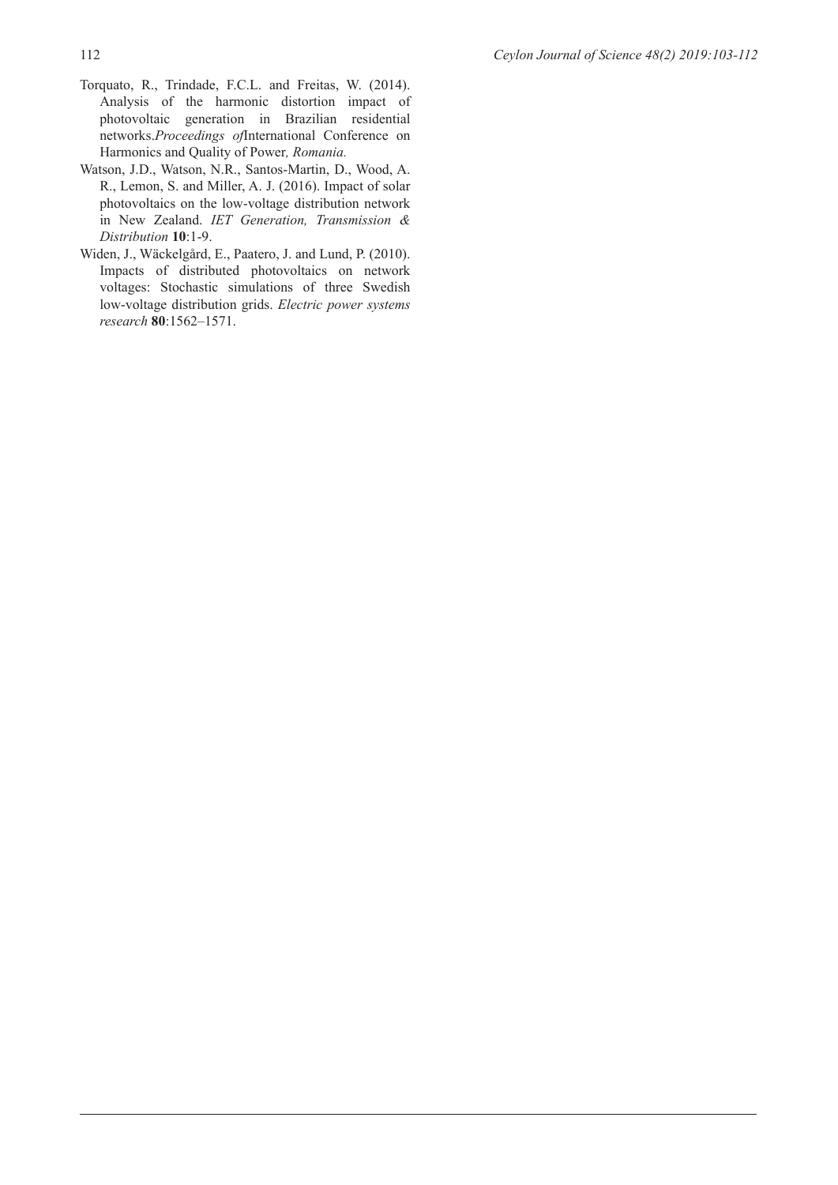Torquato, R., Trindade, F.C.L. and Freitas, W. (2014). Analysis of the harmonic distortion impact of photovoltaic generation in Brazilian residential networks.*Proceedings of*International Conference on Harmonics and Quality of Power*, Romania.*

Watson, J.D., Watson, N.R., Santos-Martin, D., Wood, A. R., Lemon, S. and Miller, A. J. (2016). Impact of solar photovoltaics on the low-voltage distribution network in New Zealand. *IET Generation, Transmission & Distribution* **10**:1-9.

Widen, J., Wäckelgård, E., Paatero, J. and Lund, P. (2010). Impacts of distributed photovoltaics on network voltages: Stochastic simulations of three Swedish low-voltage distribution grids. *Electric power systems research* **80**:1562–1571.